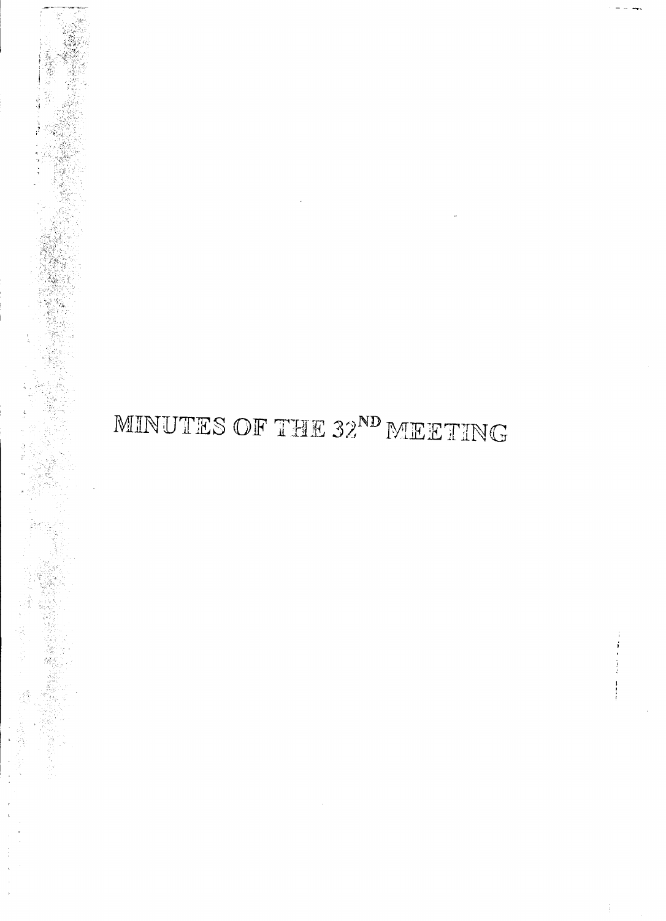# MINUTES OF THE 32[ND] MEETING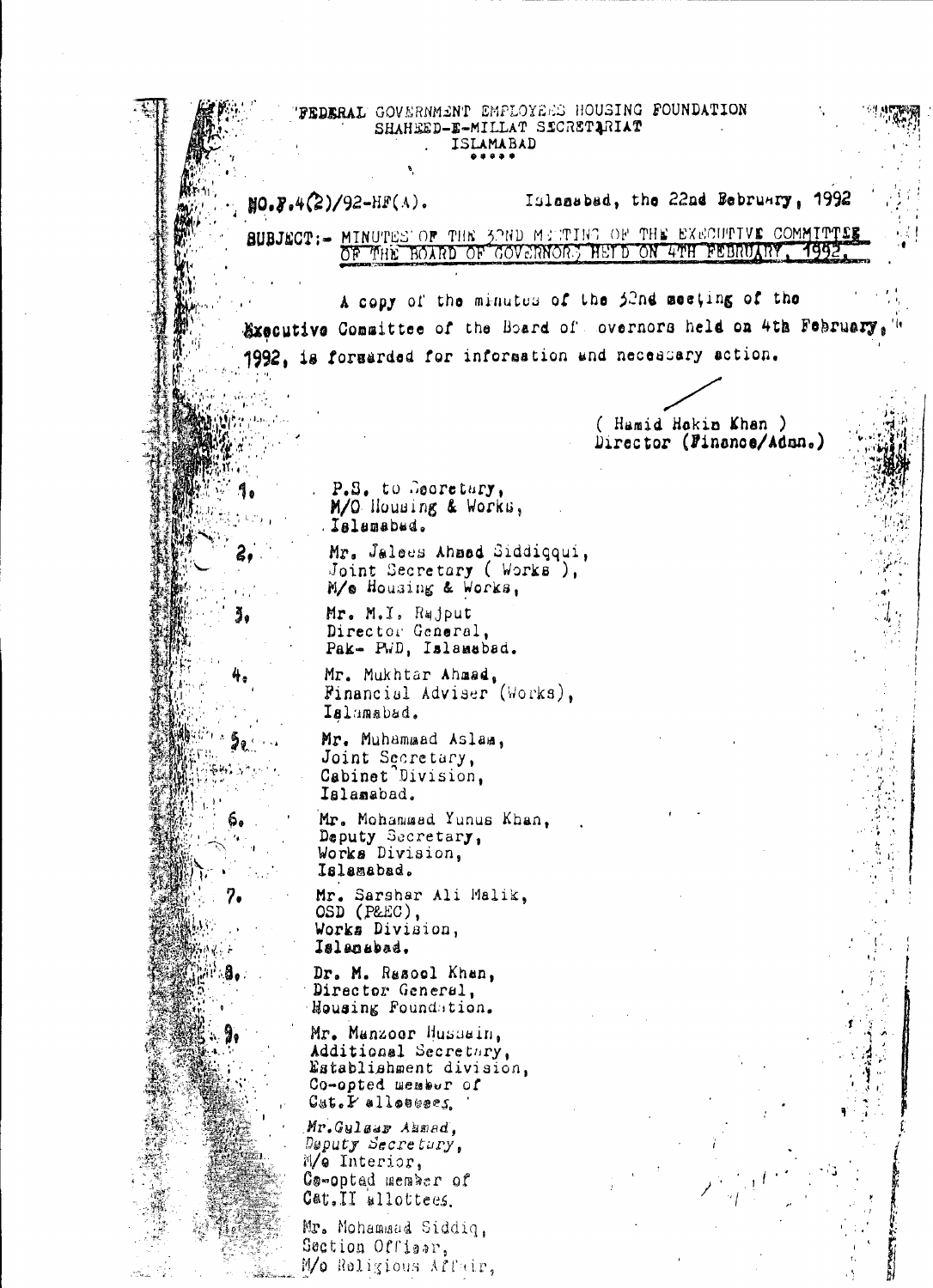FEDERAL GOVERNMENT EMPLOYEES HOUSING FOUNDATION
SHAHEED-E-MILLAT SECRETARIAT
ISLAMABAD

\*\*\*\*\*

NO.F.4(2)/92-HF(A). Islamabad, the 22nd February, 1992

SUBJECT:- MINUTES OF THE 32ND MEETING OF THE EXECUTIVE COMMITTEE OF THE BOARD OF GOVERNORS HELD ON 4TH FEBRUARY, 1992.

A copy of the minutes of the 32nd meeting of the Executive Committee of the Board of Governors held on 4th February, 1992, is forwarded for information and necessary action.

( Hamid Hakim Khan )
Director (Finance/Admn.)

1. P.S. to Secretary,
   M/O Housing & Works,
   Islamabad.
2. Mr. Jalees Ahmad Siddiqui,
   Joint Secretary ( Works ),
   M/o Housing & Works,
3. Mr. M.I. Rajput
   Director General,
   Pak- PWD, Islamabad.
4. Mr. Mukhtar Ahmad,
   Financial Adviser (Works),
   Islamabad.
5. Mr. Muhammad Aslam,
   Joint Secretary,
   Cabinet Division,
   Islamabad.
6. Mr. Mohammad Yunus Khan,
   Deputy Secretary,
   Works Division,
   Islamabad.
7. Mr. Sarshar Ali Malik,
   OSD (P&EC),
   Works Division,
   Islamabad.
8. Dr. M. Rasool Khan,
   Director General,
   Housing Foundation.
9. Mr. Manzoor Hussain,
   Additional Secretary,
   Establishment division,
   Co-opted member of
   Cat.I allottees.

Mr. Gulzar Ahmad,
Deputy Secretary,
M/o Interior,
Co-opted member of
Cat.II allottees.

Mr. Mohammad Siddiq,
Section Officer,
M/o Religious Affair,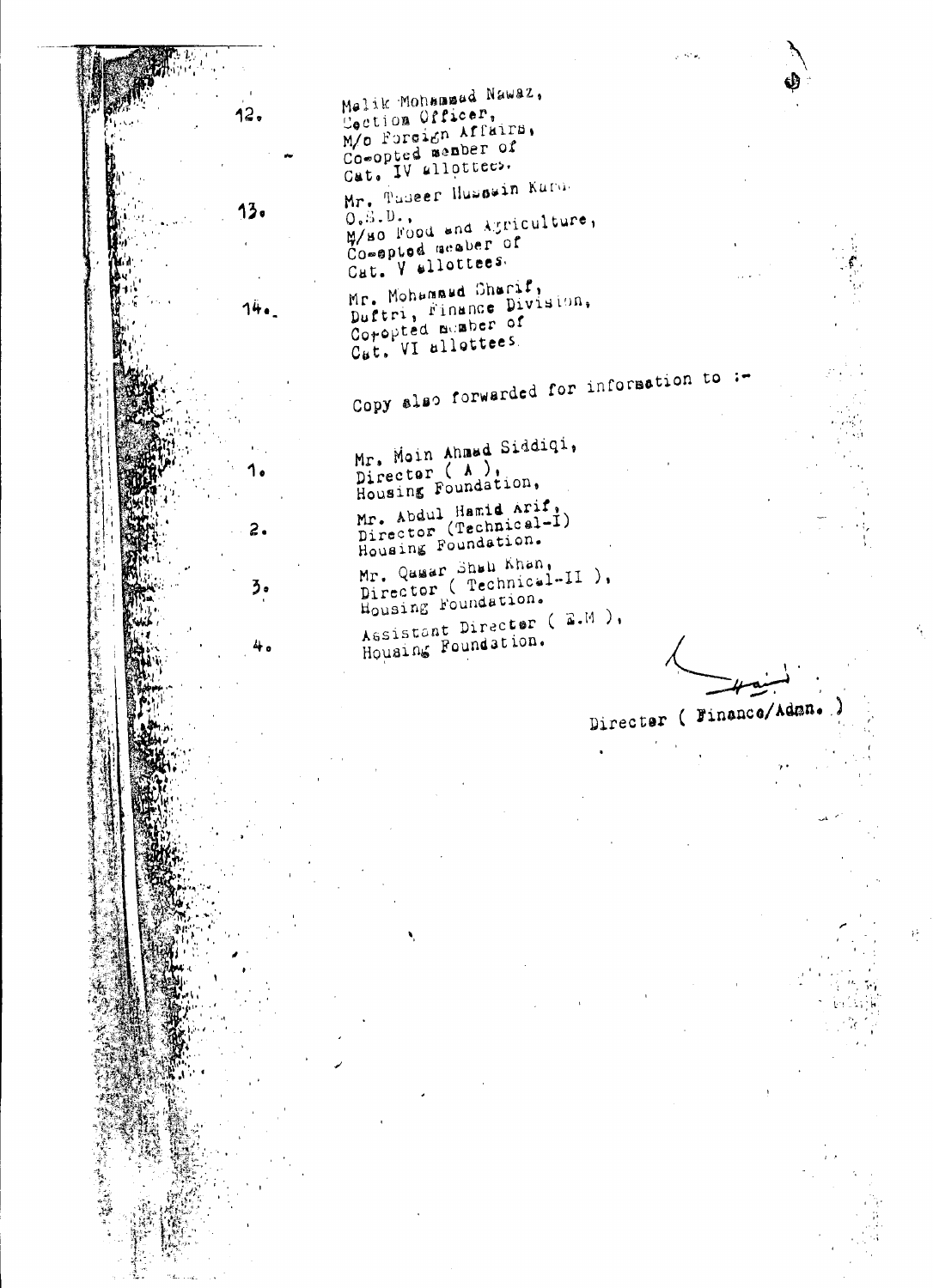12. Malik Mohammad Nawaz,
    Section Officer,
    M/o Foreign Affairs,
    Co-opted member of
    Cat. IV allottees.

13. Mr. Taseer Hussain Kazmi
    O.S.D.,
    M/so Food and Agriculture,
    Co-opted member of
    Cat. V allottees.

14. Mr. Mohammad Sharif,
    Duftri, Finance Division,
    Co-opted member of
    Cat. VI allottees.

Copy also forwarded for information to :-

1. Mr. Moin Ahmad Siddiqi,
   Director ( A ),
   Housing Foundation,

2. Mr. Abdul Hamid Arif,
   Director (Technical-I)
   Housing Foundation.

3. Mr. Qamar Shah Khan,
   Director ( Technical-II ),
   Housing Foundation.

4. Assistant Director ( E.M ),
   Housing Foundation.

Director ( Finance/Admn. )